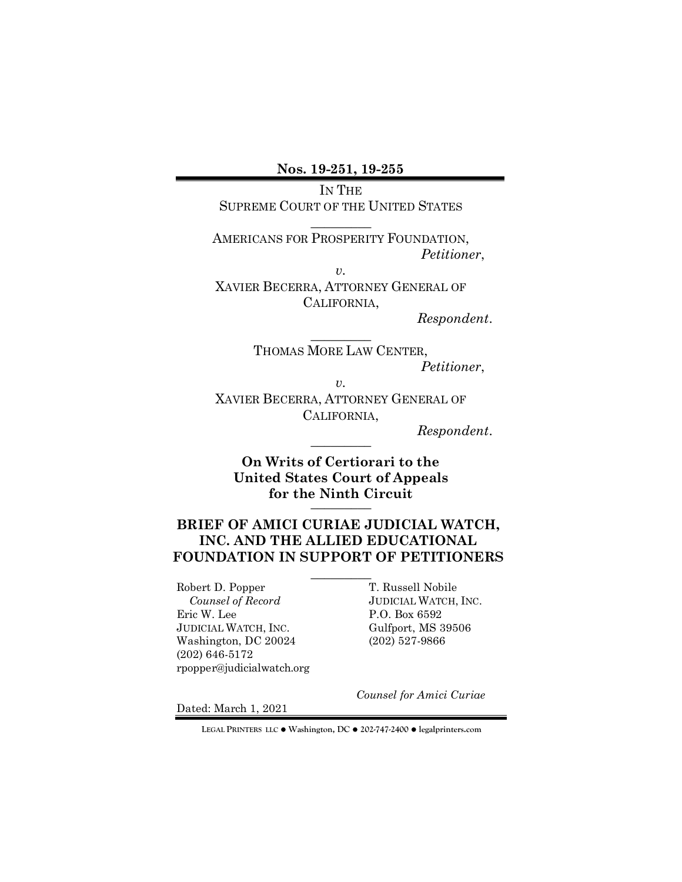**Nos. 19-251, 19-255**

IN THE
SUPREME COURT OF THE UNITED STATES

---

AMERICANS FOR PROSPERITY FOUNDATION,
*Petitioner*,

*v.*

XAVIER BECERRA, ATTORNEY GENERAL OF CALIFORNIA,
*Respondent*.

---

THOMAS MORE LAW CENTER,
*Petitioner*,

*v.*

XAVIER BECERRA, ATTORNEY GENERAL OF CALIFORNIA,
*Respondent*.

---

**On Writs of Certiorari to the United States Court of Appeals for the Ninth Circuit**

---

**BRIEF OF AMICI CURIAE JUDICIAL WATCH, INC. AND THE ALLIED EDUCATIONAL FOUNDATION IN SUPPORT OF PETITIONERS**

---

Robert D. Popper
*Counsel of Record*
Eric W. Lee
JUDICIAL WATCH, INC.
Washington, DC 20024
(202) 646-5172
rpopper@judicialwatch.org

T. Russell Nobile
JUDICIAL WATCH, INC.
P.O. Box 6592
Gulfport, MS 39506
(202) 527-9866

*Counsel for Amici Curiae*

Dated: March 1, 2021

LEGAL PRINTERS LLC ● Washington, DC ● 202-747-2400 ● legalprinters.com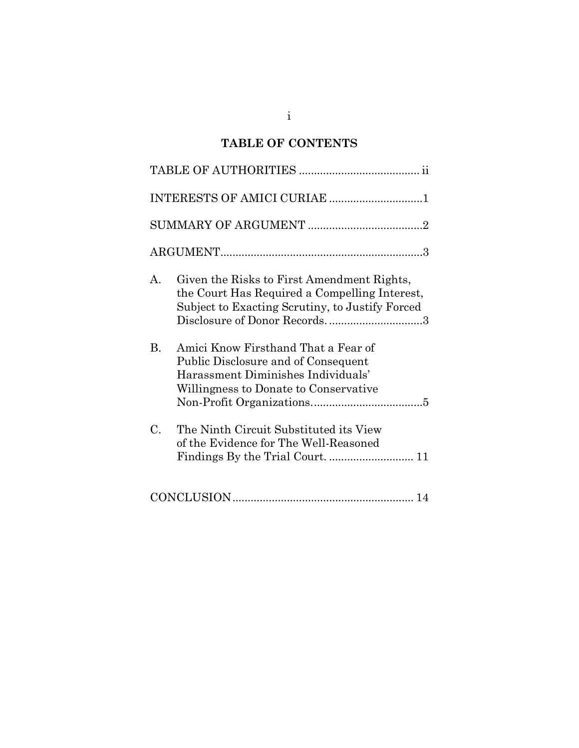# TABLE OF CONTENTS

TABLE OF AUTHORITIES ........................................ ii

INTERESTS OF AMICI CURIAE ...............................1

SUMMARY OF ARGUMENT ......................................2

ARGUMENT...................................................................3

A. Given the Risks to First Amendment Rights, the Court Has Required a Compelling Interest, Subject to Exacting Scrutiny, to Justify Forced Disclosure of Donor Records. ...............................3

B. Amici Know Firsthand That a Fear of Public Disclosure and of Consequent Harassment Diminishes Individuals' Willingness to Donate to Conservative Non-Profit Organizations.....................................5

C. The Ninth Circuit Substituted its View of the Evidence for The Well-Reasoned Findings By the Trial Court. ............................ 11

CONCLUSION............................................................ 14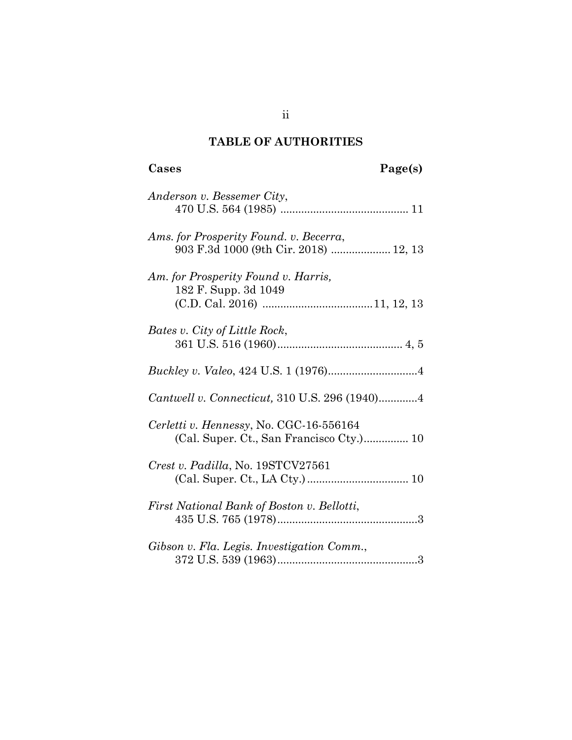## TABLE OF AUTHORITIES

**Cases** **Page(s)**

*Anderson v. Bessemer City*,
470 U.S. 564 (1985) .......................................... 11

*Ams. for Prosperity Found. v. Becerra*,
903 F.3d 1000 (9th Cir. 2018) ................... 12, 13

*Am. for Prosperity Found v. Harris,*
182 F. Supp. 3d 1049
(C.D. Cal. 2016) ....................................11, 12, 13

*Bates v. City of Little Rock*,
361 U.S. 516 (1960)......................................... 4, 5

*Buckley v. Valeo*, 424 U.S. 1 (1976).............................4

*Cantwell v. Connecticut,* 310 U.S. 296 (1940).............4

*Cerletti v. Hennessy*, No. CGC-16-556164
(Cal. Super. Ct., San Francisco Cty.).............. 10

*Crest v. Padilla*, No. 19STCV27561
(Cal. Super. Ct., LA Cty.) ................................. 10

*First National Bank of Boston v. Bellotti*,
435 U.S. 765 (1978)..............................................3

*Gibson v. Fla. Legis. Investigation Comm.*,
372 U.S. 539 (1963)..............................................3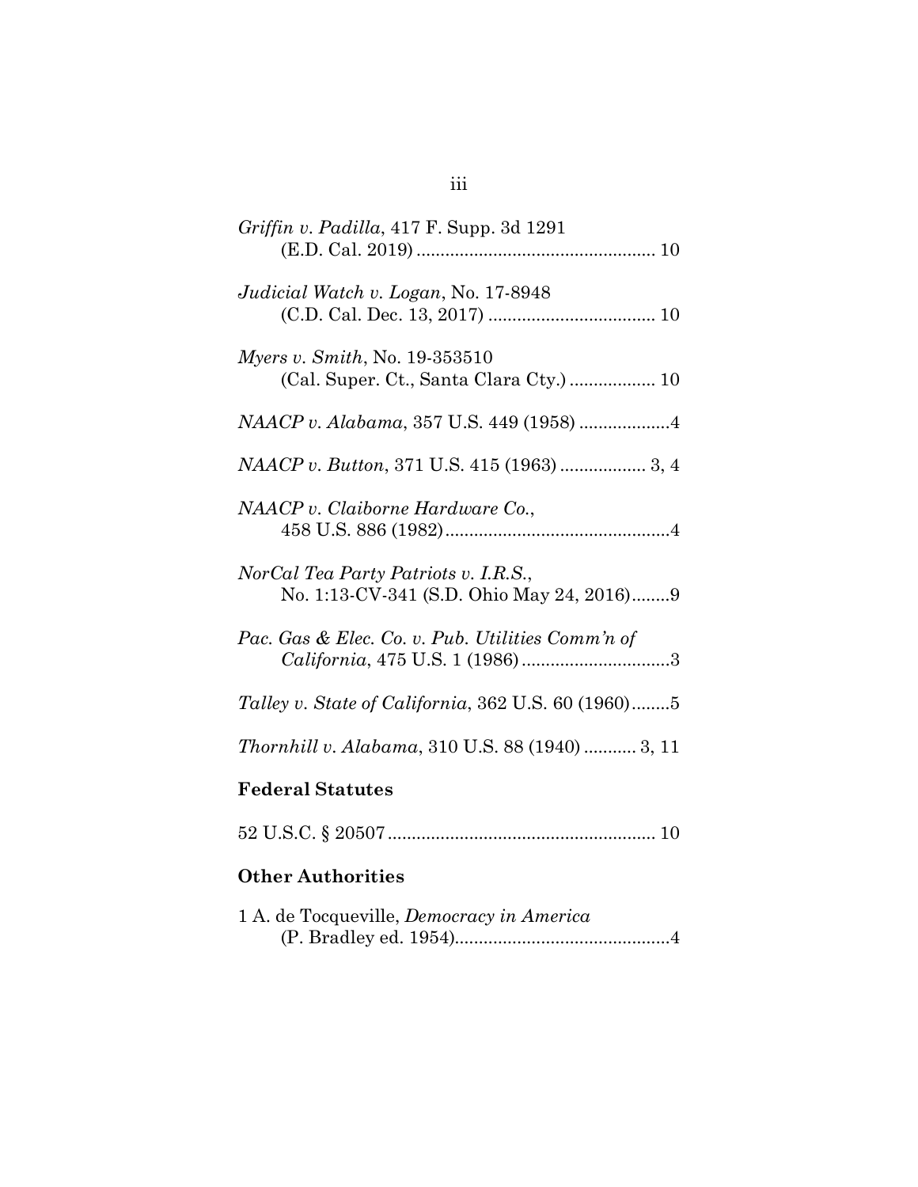*Griffin v. Padilla*, 417 F. Supp. 3d 1291 (E.D. Cal. 2019) .................................................. 10

*Judicial Watch v. Logan*, No. 17-8948 (C.D. Cal. Dec. 13, 2017) .................................. 10

*Myers v. Smith*, No. 19-353510 (Cal. Super. Ct., Santa Clara Cty.) ................. 10

*NAACP v. Alabama*, 357 U.S. 449 (1958) ..................4

*NAACP v. Button*, 371 U.S. 415 (1963) ................. 3, 4

*NAACP v. Claiborne Hardware Co.*, 458 U.S. 886 (1982)...............................................4

*NorCal Tea Party Patriots v. I.R.S.*, No. 1:13-CV-341 (S.D. Ohio May 24, 2016)........9

*Pac. Gas & Elec. Co. v. Pub. Utilities Comm'n of California*, 475 U.S. 1 (1986)...............................3

*Talley v. State of California*, 362 U.S. 60 (1960)........5

*Thornhill v. Alabama*, 310 U.S. 88 (1940) ........... 3, 11

**Federal Statutes**

52 U.S.C. § 20507........................................................ 10

**Other Authorities**

1 A. de Tocqueville, *Democracy in America* (P. Bradley ed. 1954).............................................4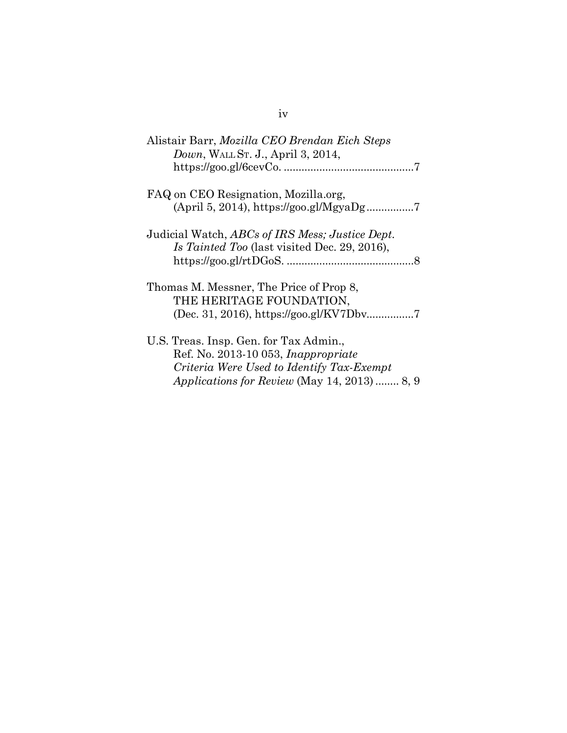Alistair Barr, *Mozilla CEO Brendan Eich Steps Down*, WALL ST. J., April 3, 2014, https://goo.gl/6cevCo. ............................................7

FAQ on CEO Resignation, Mozilla.org, (April 5, 2014), https://goo.gl/MgyaDg................7

Judicial Watch, *ABCs of IRS Mess; Justice Dept. Is Tainted Too* (last visited Dec. 29, 2016), https://goo.gl/rtDGoS. ...........................................8

Thomas M. Messner, The Price of Prop 8, THE HERITAGE FOUNDATION, (Dec. 31, 2016), https://goo.gl/KV7Dbv................7

U.S. Treas. Insp. Gen. for Tax Admin., Ref. No. 2013-10 053, *Inappropriate Criteria Were Used to Identify Tax-Exempt Applications for Review* (May 14, 2013) ........ 8, 9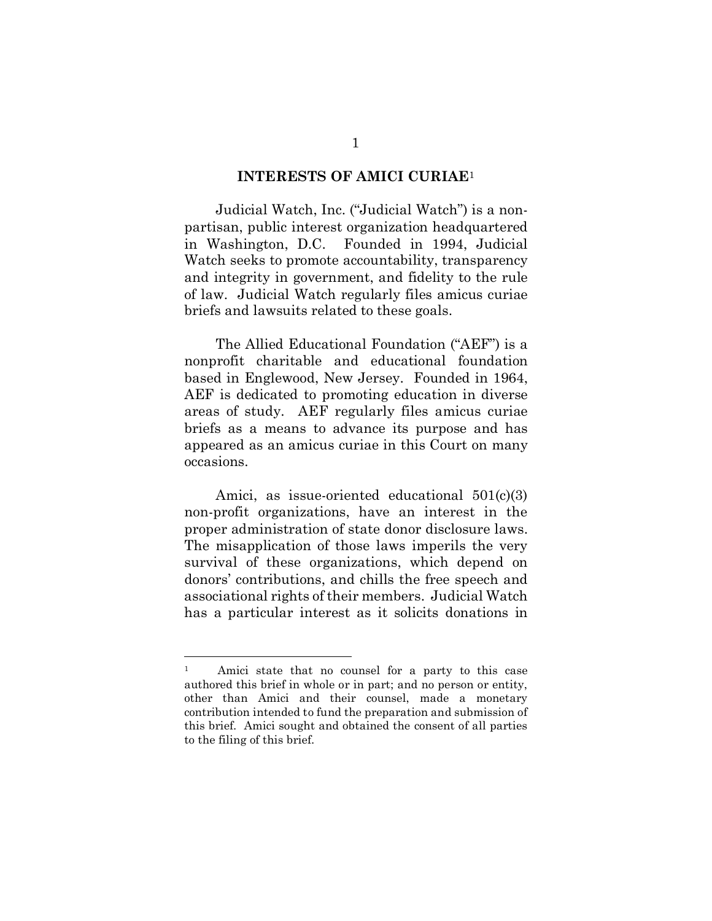## INTERESTS OF AMICI CURIAE[1]

Judicial Watch, Inc. ("Judicial Watch") is a non-partisan, public interest organization headquartered in Washington, D.C. Founded in 1994, Judicial Watch seeks to promote accountability, transparency and integrity in government, and fidelity to the rule of law. Judicial Watch regularly files amicus curiae briefs and lawsuits related to these goals.

The Allied Educational Foundation ("AEF") is a nonprofit charitable and educational foundation based in Englewood, New Jersey. Founded in 1964, AEF is dedicated to promoting education in diverse areas of study. AEF regularly files amicus curiae briefs as a means to advance its purpose and has appeared as an amicus curiae in this Court on many occasions.

Amici, as issue-oriented educational 501(c)(3) non-profit organizations, have an interest in the proper administration of state donor disclosure laws. The misapplication of those laws imperils the very survival of these organizations, which depend on donors' contributions, and chills the free speech and associational rights of their members. Judicial Watch has a particular interest as it solicits donations in

---

[1] Amici state that no counsel for a party to this case authored this brief in whole or in part; and no person or entity, other than Amici and their counsel, made a monetary contribution intended to fund the preparation and submission of this brief. Amici sought and obtained the consent of all parties to the filing of this brief.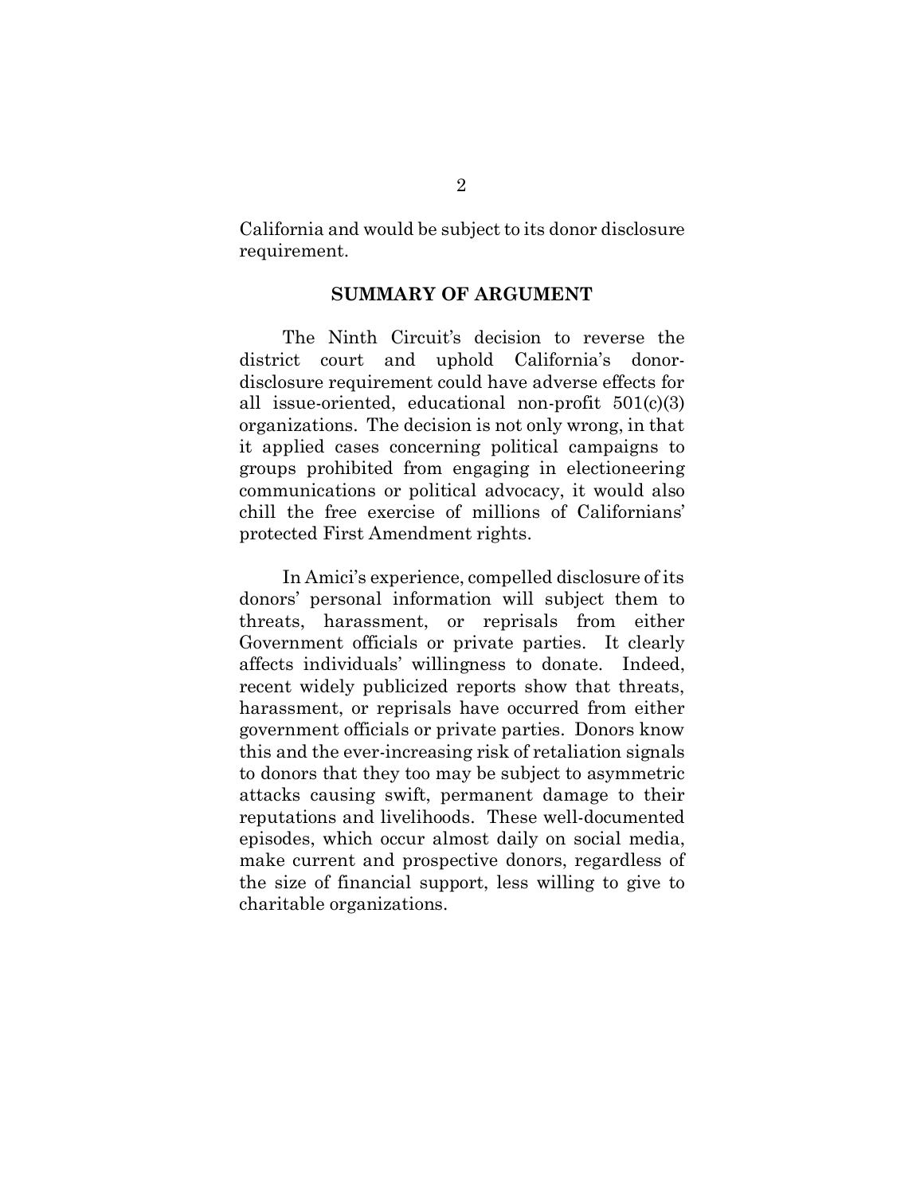California and would be subject to its donor disclosure requirement.

## SUMMARY OF ARGUMENT

The Ninth Circuit's decision to reverse the district court and uphold California's donor-disclosure requirement could have adverse effects for all issue-oriented, educational non-profit 501(c)(3) organizations. The decision is not only wrong, in that it applied cases concerning political campaigns to groups prohibited from engaging in electioneering communications or political advocacy, it would also chill the free exercise of millions of Californians' protected First Amendment rights.

In Amici's experience, compelled disclosure of its donors' personal information will subject them to threats, harassment, or reprisals from either Government officials or private parties. It clearly affects individuals' willingness to donate. Indeed, recent widely publicized reports show that threats, harassment, or reprisals have occurred from either government officials or private parties. Donors know this and the ever-increasing risk of retaliation signals to donors that they too may be subject to asymmetric attacks causing swift, permanent damage to their reputations and livelihoods. These well-documented episodes, which occur almost daily on social media, make current and prospective donors, regardless of the size of financial support, less willing to give to charitable organizations.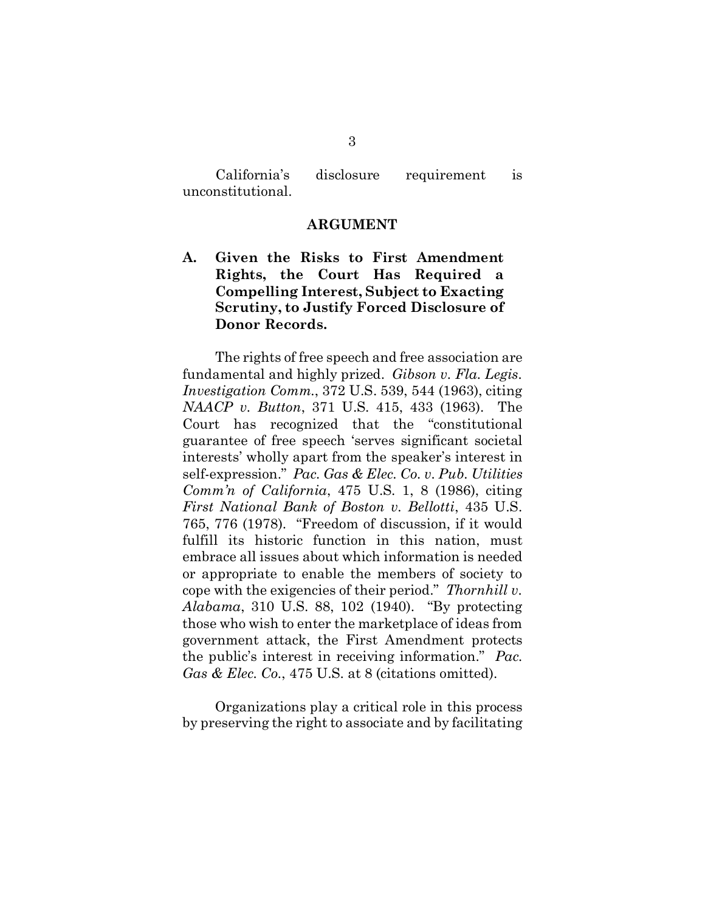California's disclosure requirement is unconstitutional.

## ARGUMENT

### A. Given the Risks to First Amendment Rights, the Court Has Required a Compelling Interest, Subject to Exacting Scrutiny, to Justify Forced Disclosure of Donor Records.

The rights of free speech and free association are fundamental and highly prized. *Gibson v. Fla. Legis. Investigation Comm.*, 372 U.S. 539, 544 (1963), citing *NAACP v. Button*, 371 U.S. 415, 433 (1963). The Court has recognized that the "constitutional guarantee of free speech 'serves significant societal interests' wholly apart from the speaker's interest in self-expression." *Pac. Gas & Elec. Co. v. Pub. Utilities Comm'n of California*, 475 U.S. 1, 8 (1986), citing *First National Bank of Boston v. Bellotti*, 435 U.S. 765, 776 (1978). "Freedom of discussion, if it would fulfill its historic function in this nation, must embrace all issues about which information is needed or appropriate to enable the members of society to cope with the exigencies of their period." *Thornhill v. Alabama*, 310 U.S. 88, 102 (1940). "By protecting those who wish to enter the marketplace of ideas from government attack, the First Amendment protects the public's interest in receiving information." *Pac. Gas & Elec. Co.*, 475 U.S. at 8 (citations omitted).

Organizations play a critical role in this process by preserving the right to associate and by facilitating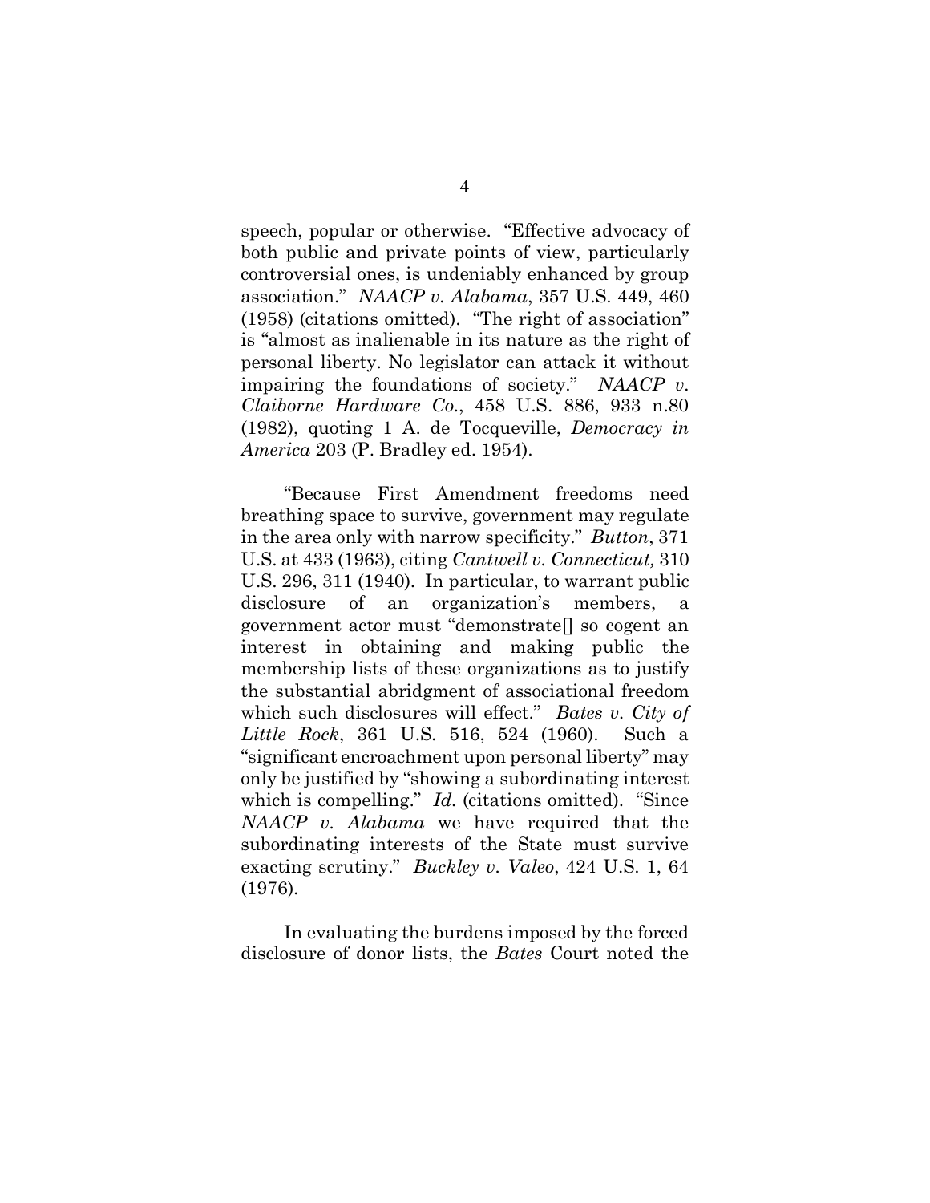speech, popular or otherwise. "Effective advocacy of both public and private points of view, particularly controversial ones, is undeniably enhanced by group association." *NAACP v. Alabama*, 357 U.S. 449, 460 (1958) (citations omitted). "The right of association" is "almost as inalienable in its nature as the right of personal liberty. No legislator can attack it without impairing the foundations of society." *NAACP v. Claiborne Hardware Co.*, 458 U.S. 886, 933 n.80 (1982), quoting 1 A. de Tocqueville, *Democracy in America* 203 (P. Bradley ed. 1954).

"Because First Amendment freedoms need breathing space to survive, government may regulate in the area only with narrow specificity." *Button*, 371 U.S. at 433 (1963), citing *Cantwell v. Connecticut,* 310 U.S. 296, 311 (1940). In particular, to warrant public disclosure of an organization's members, a government actor must "demonstrate[] so cogent an interest in obtaining and making public the membership lists of these organizations as to justify the substantial abridgment of associational freedom which such disclosures will effect." *Bates v. City of Little Rock*, 361 U.S. 516, 524 (1960). Such a "significant encroachment upon personal liberty" may only be justified by "showing a subordinating interest which is compelling." *Id.* (citations omitted). "Since *NAACP v. Alabama* we have required that the subordinating interests of the State must survive exacting scrutiny." *Buckley v. Valeo*, 424 U.S. 1, 64 (1976).

In evaluating the burdens imposed by the forced disclosure of donor lists, the *Bates* Court noted the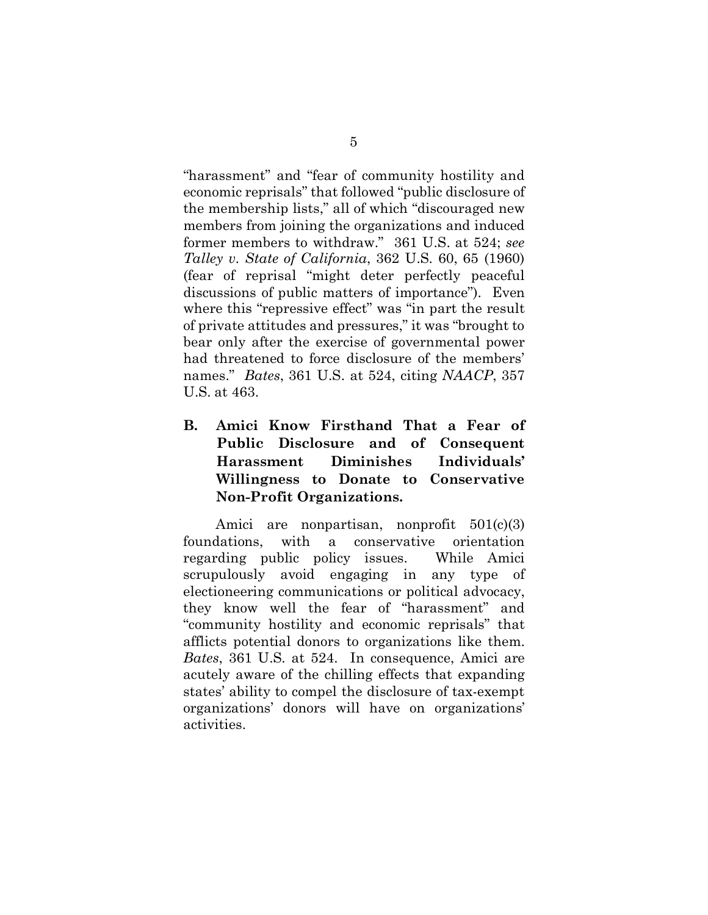"harassment" and "fear of community hostility and economic reprisals" that followed "public disclosure of the membership lists," all of which "discouraged new members from joining the organizations and induced former members to withdraw." 361 U.S. at 524; *see Talley v. State of California*, 362 U.S. 60, 65 (1960) (fear of reprisal "might deter perfectly peaceful discussions of public matters of importance"). Even where this "repressive effect" was "in part the result of private attitudes and pressures," it was "brought to bear only after the exercise of governmental power had threatened to force disclosure of the members' names." *Bates*, 361 U.S. at 524, citing *NAACP*, 357 U.S. at 463.

### B. Amici Know Firsthand That a Fear of Public Disclosure and of Consequent Harassment Diminishes Individuals' Willingness to Donate to Conservative Non-Profit Organizations.

Amici are nonpartisan, nonprofit 501(c)(3) foundations, with a conservative orientation regarding public policy issues. While Amici scrupulously avoid engaging in any type of electioneering communications or political advocacy, they know well the fear of "harassment" and "community hostility and economic reprisals" that afflicts potential donors to organizations like them. *Bates*, 361 U.S. at 524. In consequence, Amici are acutely aware of the chilling effects that expanding states' ability to compel the disclosure of tax-exempt organizations' donors will have on organizations' activities.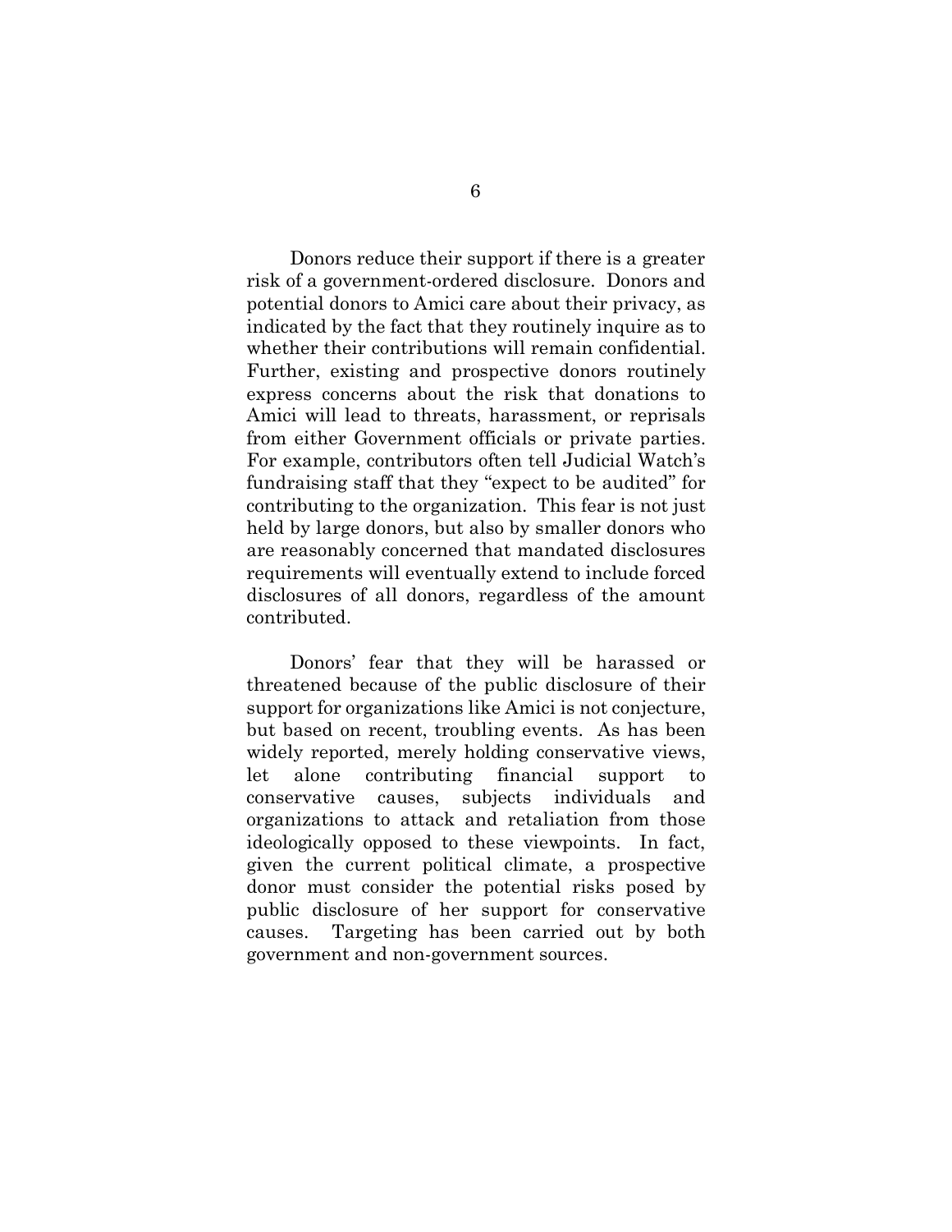Donors reduce their support if there is a greater risk of a government-ordered disclosure. Donors and potential donors to Amici care about their privacy, as indicated by the fact that they routinely inquire as to whether their contributions will remain confidential. Further, existing and prospective donors routinely express concerns about the risk that donations to Amici will lead to threats, harassment, or reprisals from either Government officials or private parties. For example, contributors often tell Judicial Watch's fundraising staff that they "expect to be audited" for contributing to the organization. This fear is not just held by large donors, but also by smaller donors who are reasonably concerned that mandated disclosures requirements will eventually extend to include forced disclosures of all donors, regardless of the amount contributed.

Donors' fear that they will be harassed or threatened because of the public disclosure of their support for organizations like Amici is not conjecture, but based on recent, troubling events. As has been widely reported, merely holding conservative views, let alone contributing financial support to conservative causes, subjects individuals and organizations to attack and retaliation from those ideologically opposed to these viewpoints. In fact, given the current political climate, a prospective donor must consider the potential risks posed by public disclosure of her support for conservative causes. Targeting has been carried out by both government and non-government sources.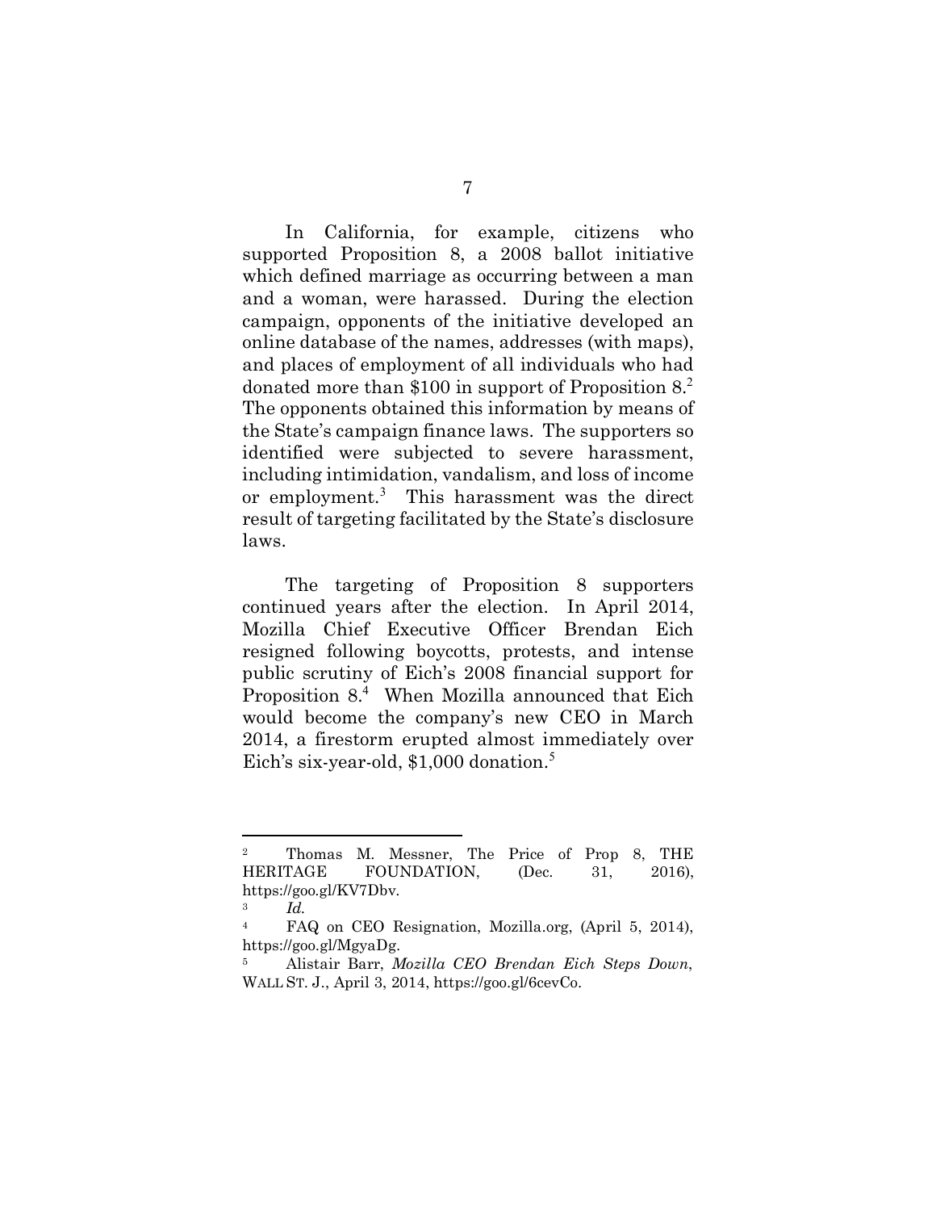In California, for example, citizens who supported Proposition 8, a 2008 ballot initiative which defined marriage as occurring between a man and a woman, were harassed. During the election campaign, opponents of the initiative developed an online database of the names, addresses (with maps), and places of employment of all individuals who had donated more than $100 in support of Proposition 8.[2] The opponents obtained this information by means of the State's campaign finance laws. The supporters so identified were subjected to severe harassment, including intimidation, vandalism, and loss of income or employment.[3] This harassment was the direct result of targeting facilitated by the State's disclosure laws.

The targeting of Proposition 8 supporters continued years after the election. In April 2014, Mozilla Chief Executive Officer Brendan Eich resigned following boycotts, protests, and intense public scrutiny of Eich's 2008 financial support for Proposition 8.[4] When Mozilla announced that Eich would become the company's new CEO in March 2014, a firestorm erupted almost immediately over Eich's six-year-old, $1,000 donation.[5]

---

[2] Thomas M. Messner, The Price of Prop 8, THE HERITAGE FOUNDATION, (Dec. 31, 2016), https://goo.gl/KV7Dbv.

[3] *Id.*

[4] FAQ on CEO Resignation, Mozilla.org, (April 5, 2014), https://goo.gl/MgyaDg.

[5] Alistair Barr, *Mozilla CEO Brendan Eich Steps Down*, WALL ST. J., April 3, 2014, https://goo.gl/6cevCo.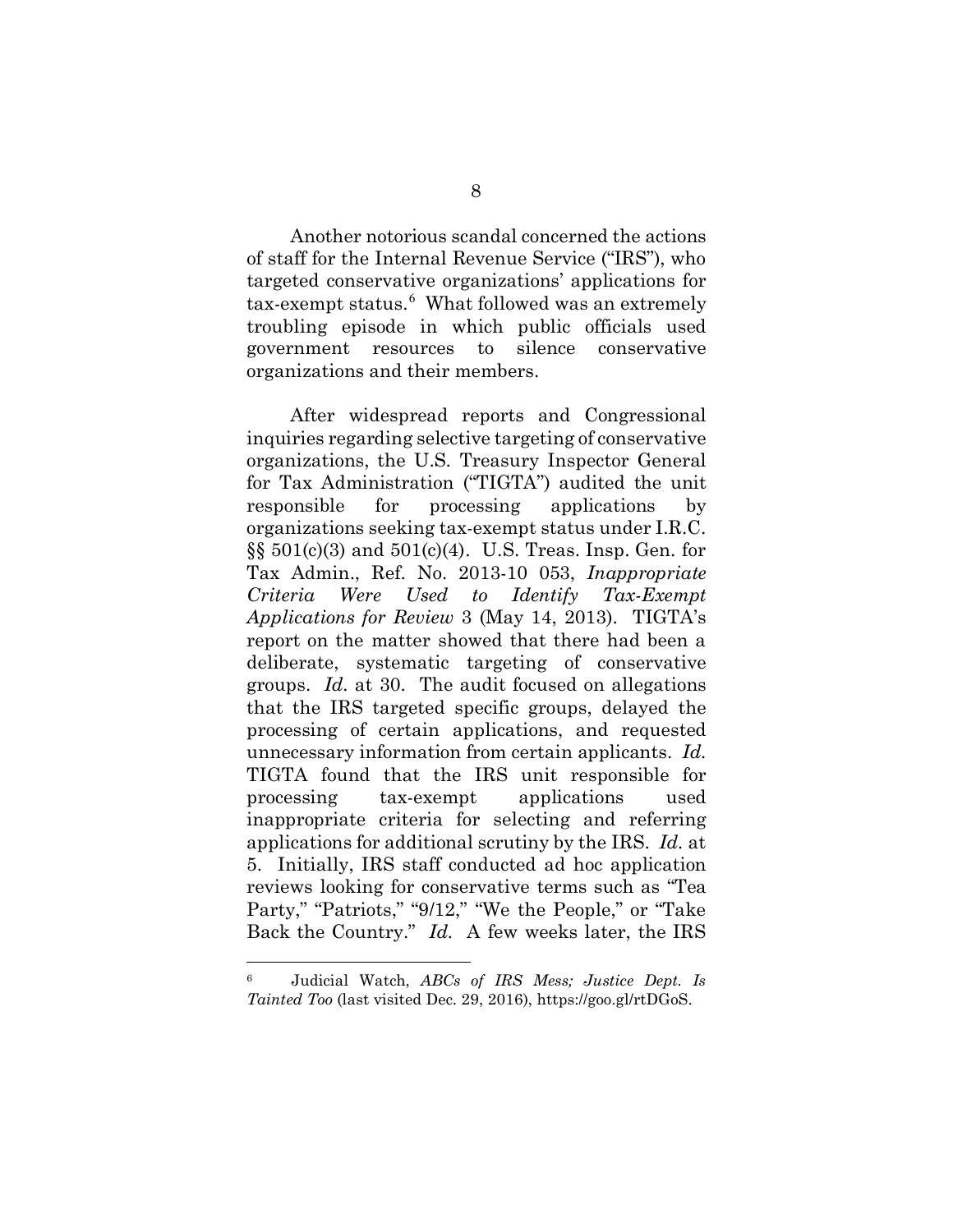Another notorious scandal concerned the actions of staff for the Internal Revenue Service ("IRS"), who targeted conservative organizations' applications for tax-exempt status.[6] What followed was an extremely troubling episode in which public officials used government resources to silence conservative organizations and their members.

After widespread reports and Congressional inquiries regarding selective targeting of conservative organizations, the U.S. Treasury Inspector General for Tax Administration ("TIGTA") audited the unit responsible for processing applications by organizations seeking tax-exempt status under I.R.C. §§ 501(c)(3) and 501(c)(4). U.S. Treas. Insp. Gen. for Tax Admin., Ref. No. 2013-10 053, *Inappropriate Criteria Were Used to Identify Tax-Exempt Applications for Review* 3 (May 14, 2013). TIGTA's report on the matter showed that there had been a deliberate, systematic targeting of conservative groups. *Id.* at 30. The audit focused on allegations that the IRS targeted specific groups, delayed the processing of certain applications, and requested unnecessary information from certain applicants. *Id.* TIGTA found that the IRS unit responsible for processing tax-exempt applications used inappropriate criteria for selecting and referring applications for additional scrutiny by the IRS. *Id.* at 5. Initially, IRS staff conducted ad hoc application reviews looking for conservative terms such as "Tea Party," "Patriots," "9/12," "We the People," or "Take Back the Country." *Id.* A few weeks later, the IRS

[6] Judicial Watch, *ABCs of IRS Mess; Justice Dept. Is Tainted Too* (last visited Dec. 29, 2016), https://goo.gl/rtDGoS.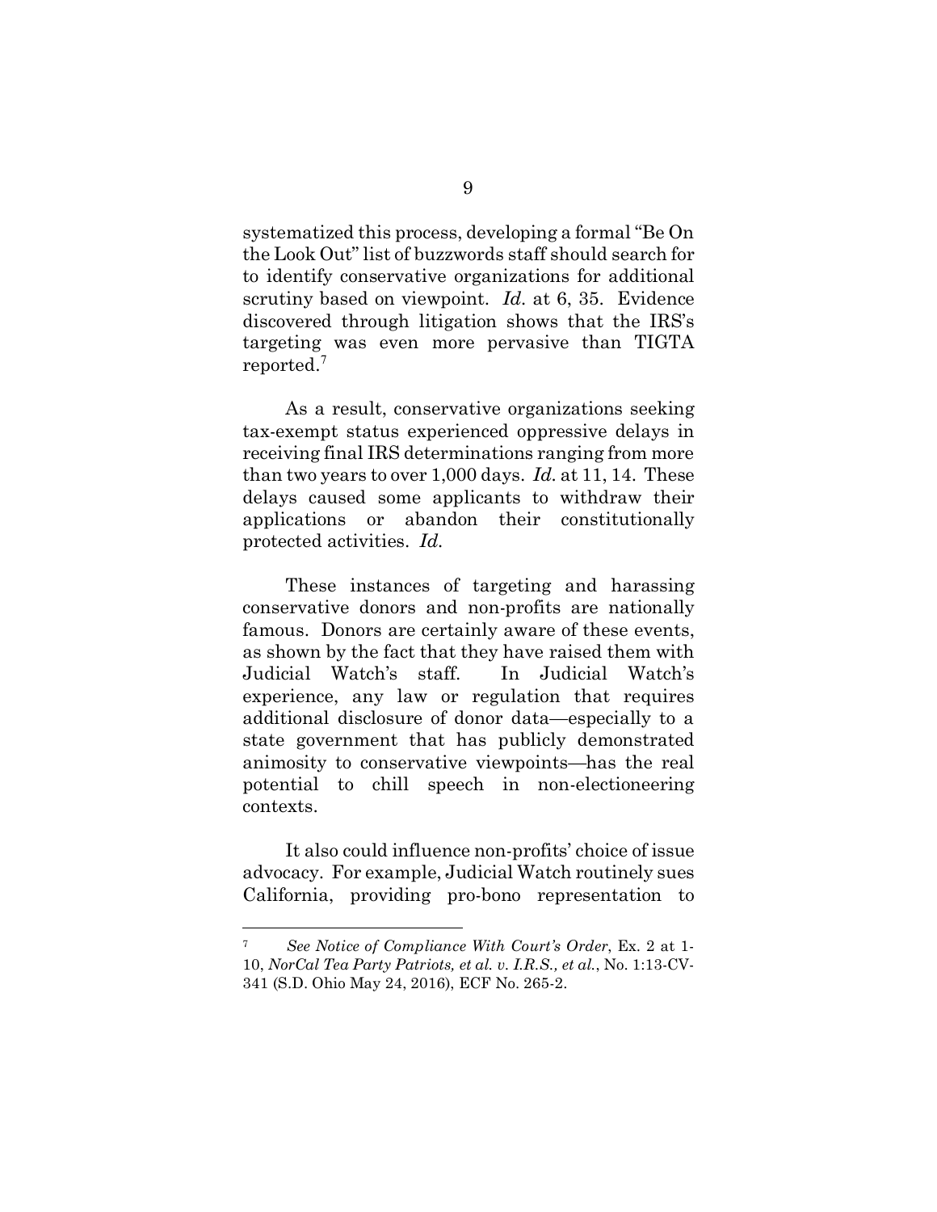systematized this process, developing a formal "Be On the Look Out" list of buzzwords staff should search for to identify conservative organizations for additional scrutiny based on viewpoint. *Id.* at 6, 35. Evidence discovered through litigation shows that the IRS's targeting was even more pervasive than TIGTA reported.[7]

As a result, conservative organizations seeking tax-exempt status experienced oppressive delays in receiving final IRS determinations ranging from more than two years to over 1,000 days. *Id.* at 11, 14. These delays caused some applicants to withdraw their applications or abandon their constitutionally protected activities. *Id.*

These instances of targeting and harassing conservative donors and non-profits are nationally famous. Donors are certainly aware of these events, as shown by the fact that they have raised them with Judicial Watch's staff. In Judicial Watch's experience, any law or regulation that requires additional disclosure of donor data—especially to a state government that has publicly demonstrated animosity to conservative viewpoints—has the real potential to chill speech in non-electioneering contexts.

It also could influence non-profits' choice of issue advocacy. For example, Judicial Watch routinely sues California, providing pro-bono representation to

---

[7] *See Notice of Compliance With Court's Order*, Ex. 2 at 1-10, *NorCal Tea Party Patriots, et al. v. I.R.S., et al.*, No. 1:13-CV-341 (S.D. Ohio May 24, 2016), ECF No. 265-2.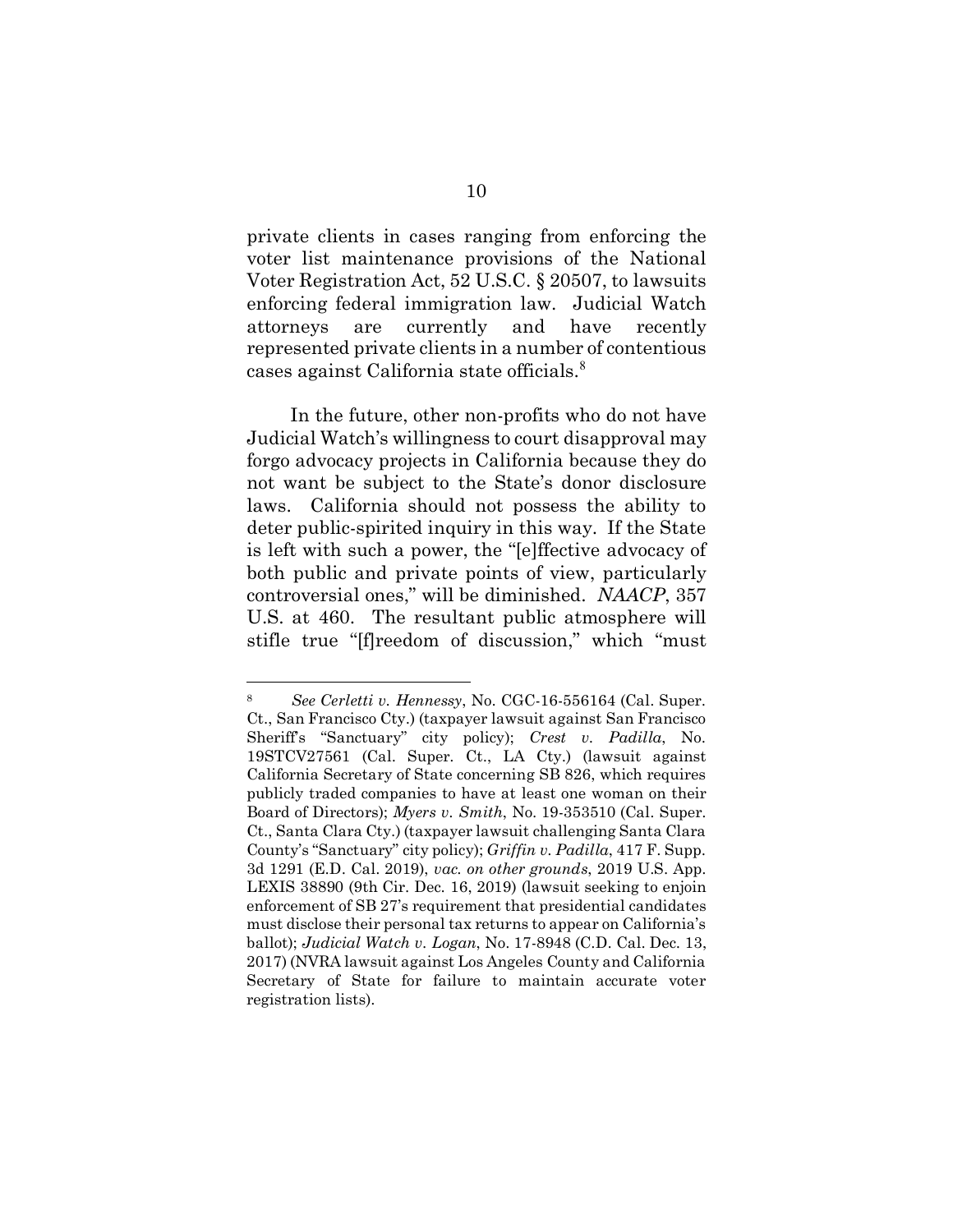private clients in cases ranging from enforcing the voter list maintenance provisions of the National Voter Registration Act, 52 U.S.C. § 20507, to lawsuits enforcing federal immigration law. Judicial Watch attorneys are currently and have recently represented private clients in a number of contentious cases against California state officials.[8]

In the future, other non-profits who do not have Judicial Watch's willingness to court disapproval may forgo advocacy projects in California because they do not want be subject to the State's donor disclosure laws. California should not possess the ability to deter public-spirited inquiry in this way. If the State is left with such a power, the "[e]ffective advocacy of both public and private points of view, particularly controversial ones," will be diminished. *NAACP*, 357 U.S. at 460. The resultant public atmosphere will stifle true "[f]reedom of discussion," which "must

---

[8] *See Cerletti v. Hennessy*, No. CGC-16-556164 (Cal. Super. Ct., San Francisco Cty.) (taxpayer lawsuit against San Francisco Sheriff's "Sanctuary" city policy); *Crest v. Padilla*, No. 19STCV27561 (Cal. Super. Ct., LA Cty.) (lawsuit against California Secretary of State concerning SB 826, which requires publicly traded companies to have at least one woman on their Board of Directors); *Myers v. Smith*, No. 19-353510 (Cal. Super. Ct., Santa Clara Cty.) (taxpayer lawsuit challenging Santa Clara County's "Sanctuary" city policy); *Griffin v. Padilla*, 417 F. Supp. 3d 1291 (E.D. Cal. 2019), *vac. on other grounds*, 2019 U.S. App. LEXIS 38890 (9th Cir. Dec. 16, 2019) (lawsuit seeking to enjoin enforcement of SB 27's requirement that presidential candidates must disclose their personal tax returns to appear on California's ballot); *Judicial Watch v. Logan*, No. 17-8948 (C.D. Cal. Dec. 13, 2017) (NVRA lawsuit against Los Angeles County and California Secretary of State for failure to maintain accurate voter registration lists).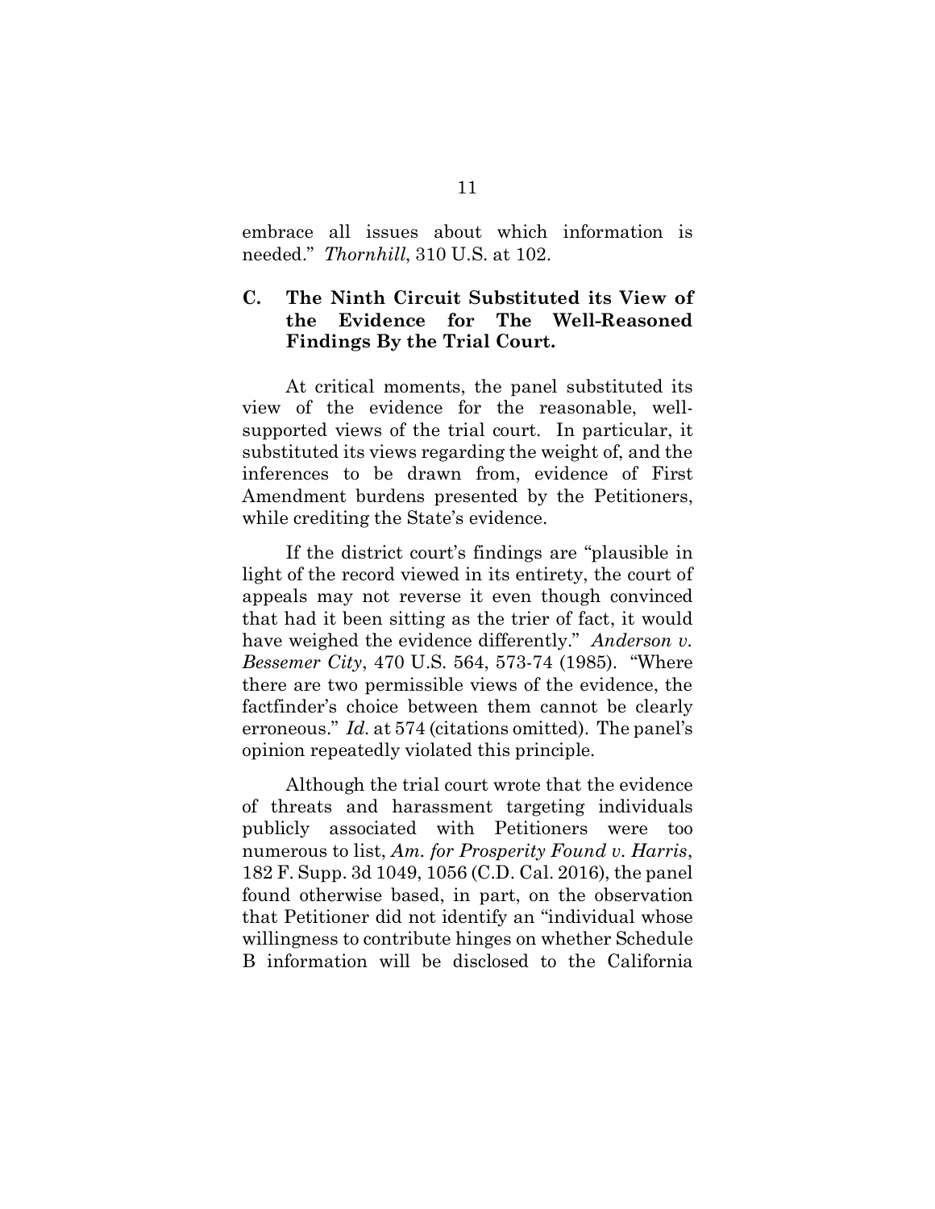embrace all issues about which information is needed." *Thornhill*, 310 U.S. at 102.

### C. The Ninth Circuit Substituted its View of the Evidence for The Well-Reasoned Findings By the Trial Court.

At critical moments, the panel substituted its view of the evidence for the reasonable, well-supported views of the trial court. In particular, it substituted its views regarding the weight of, and the inferences to be drawn from, evidence of First Amendment burdens presented by the Petitioners, while crediting the State's evidence.

If the district court's findings are "plausible in light of the record viewed in its entirety, the court of appeals may not reverse it even though convinced that had it been sitting as the trier of fact, it would have weighed the evidence differently." *Anderson v. Bessemer City*, 470 U.S. 564, 573-74 (1985). "Where there are two permissible views of the evidence, the factfinder's choice between them cannot be clearly erroneous." *Id.* at 574 (citations omitted). The panel's opinion repeatedly violated this principle.

Although the trial court wrote that the evidence of threats and harassment targeting individuals publicly associated with Petitioners were too numerous to list, *Am. for Prosperity Found v. Harris*, 182 F. Supp. 3d 1049, 1056 (C.D. Cal. 2016), the panel found otherwise based, in part, on the observation that Petitioner did not identify an "individual whose willingness to contribute hinges on whether Schedule B information will be disclosed to the California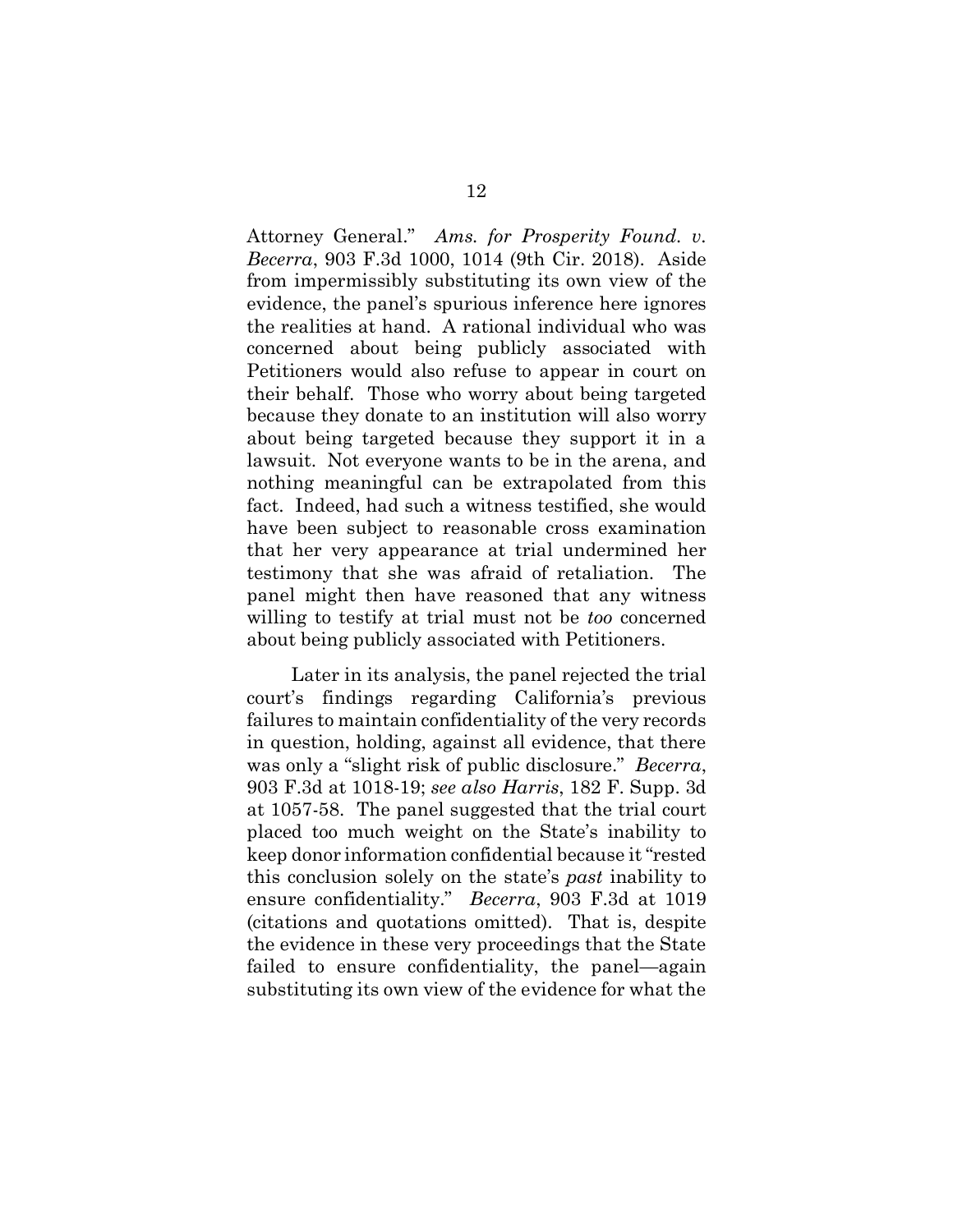Attorney General." *Ams. for Prosperity Found. v. Becerra*, 903 F.3d 1000, 1014 (9th Cir. 2018). Aside from impermissibly substituting its own view of the evidence, the panel's spurious inference here ignores the realities at hand. A rational individual who was concerned about being publicly associated with Petitioners would also refuse to appear in court on their behalf. Those who worry about being targeted because they donate to an institution will also worry about being targeted because they support it in a lawsuit. Not everyone wants to be in the arena, and nothing meaningful can be extrapolated from this fact. Indeed, had such a witness testified, she would have been subject to reasonable cross examination that her very appearance at trial undermined her testimony that she was afraid of retaliation. The panel might then have reasoned that any witness willing to testify at trial must not be *too* concerned about being publicly associated with Petitioners.

Later in its analysis, the panel rejected the trial court's findings regarding California's previous failures to maintain confidentiality of the very records in question, holding, against all evidence, that there was only a "slight risk of public disclosure." *Becerra*, 903 F.3d at 1018-19; *see also Harris*, 182 F. Supp. 3d at 1057-58. The panel suggested that the trial court placed too much weight on the State's inability to keep donor information confidential because it "rested this conclusion solely on the state's *past* inability to ensure confidentiality." *Becerra*, 903 F.3d at 1019 (citations and quotations omitted). That is, despite the evidence in these very proceedings that the State failed to ensure confidentiality, the panel—again substituting its own view of the evidence for what the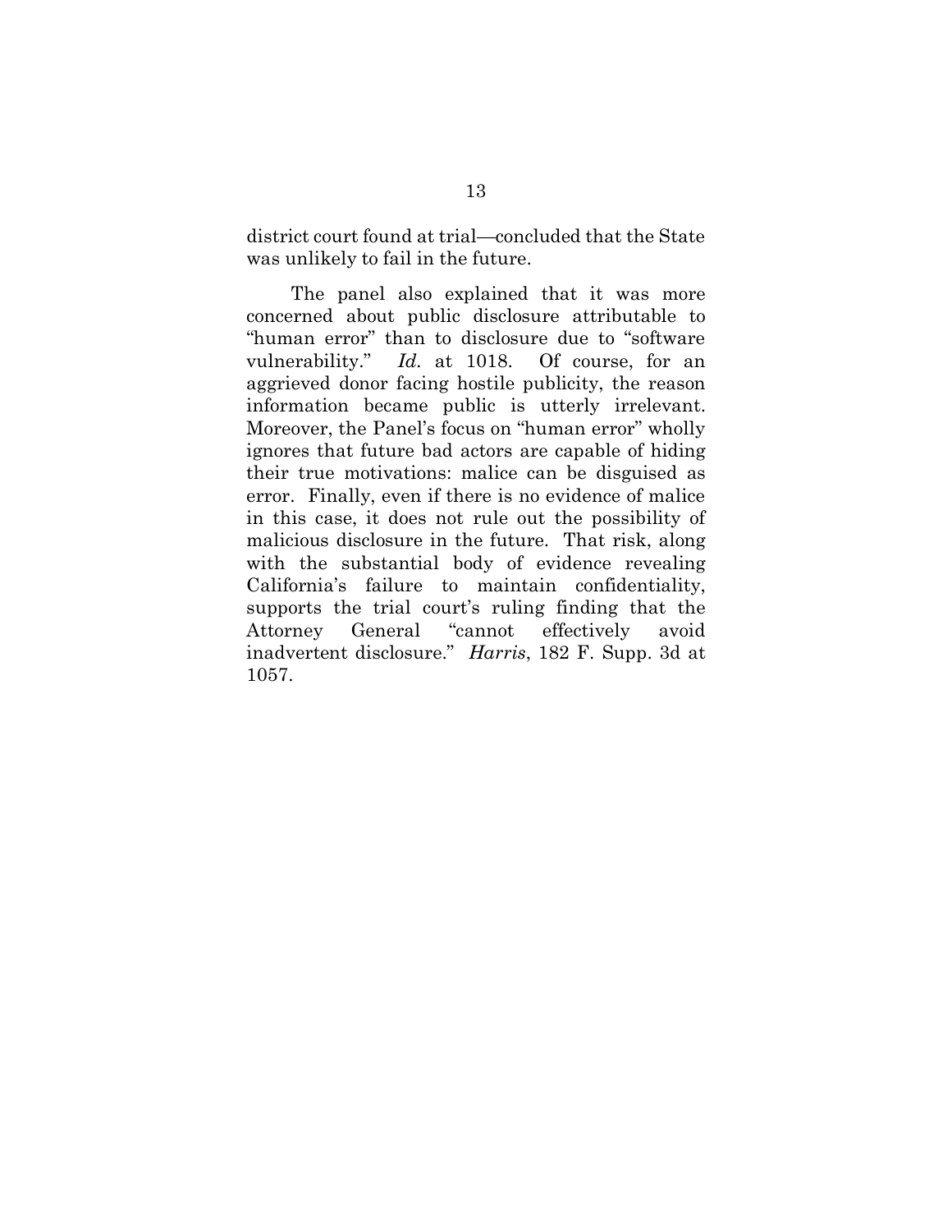district court found at trial—concluded that the State was unlikely to fail in the future.

The panel also explained that it was more concerned about public disclosure attributable to "human error" than to disclosure due to "software vulnerability." *Id*. at 1018. Of course, for an aggrieved donor facing hostile publicity, the reason information became public is utterly irrelevant. Moreover, the Panel's focus on "human error" wholly ignores that future bad actors are capable of hiding their true motivations: malice can be disguised as error. Finally, even if there is no evidence of malice in this case, it does not rule out the possibility of malicious disclosure in the future. That risk, along with the substantial body of evidence revealing California's failure to maintain confidentiality, supports the trial court's ruling finding that the Attorney General "cannot effectively avoid inadvertent disclosure." *Harris*, 182 F. Supp. 3d at 1057.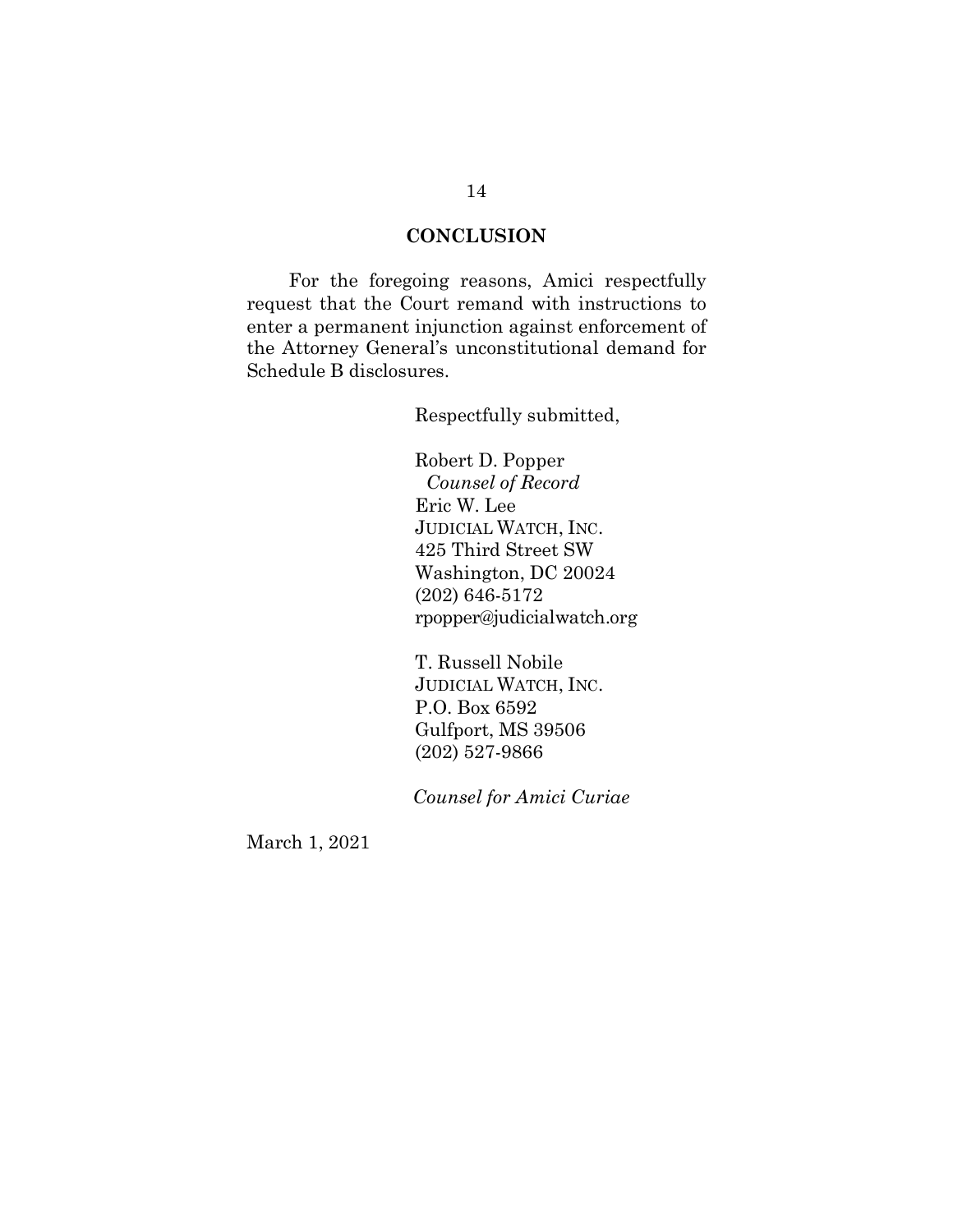## CONCLUSION

For the foregoing reasons, Amici respectfully request that the Court remand with instructions to enter a permanent injunction against enforcement of the Attorney General's unconstitutional demand for Schedule B disclosures.

Respectfully submitted,

Robert D. Popper
*Counsel of Record*
Eric W. Lee
JUDICIAL WATCH, INC.
425 Third Street SW
Washington, DC 20024
(202) 646-5172
rpopper@judicialwatch.org

T. Russell Nobile
JUDICIAL WATCH, INC.
P.O. Box 6592
Gulfport, MS 39506
(202) 527-9866

*Counsel for Amici Curiae*

March 1, 2021